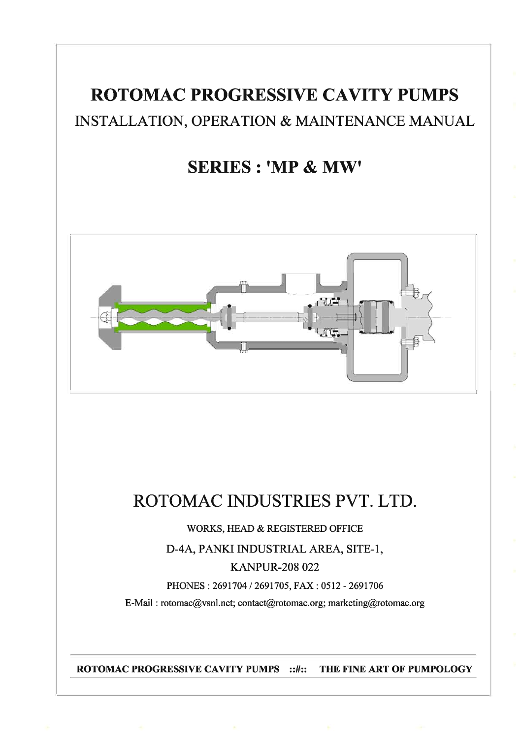# ROTOMAC PROGRESSIVE CAVITY PUMPS

## INSTALLATION, OPERATION & MAINTENANCE MANUAL

## SERIES : 'MP & MW'

# ROTOMAC INDUSTRIES PVT. LTD.

WORKS, HEAD & REGISTERED OFFICE

D-4A, PANKI INDUSTRIAL AREA, SITE-1,

KANPUR-208 022

PHONES : 2691704 / 2691705, FAX : 0512 - 2691706

E-Mail : rotomac@vsnl.net; contact@rotomac.org; marketing@rotomac.org

**ROTOMAC PROGRESSIVE CAVITY PUMPS ::#:: THE FINE ART OF PUMPOLOGY**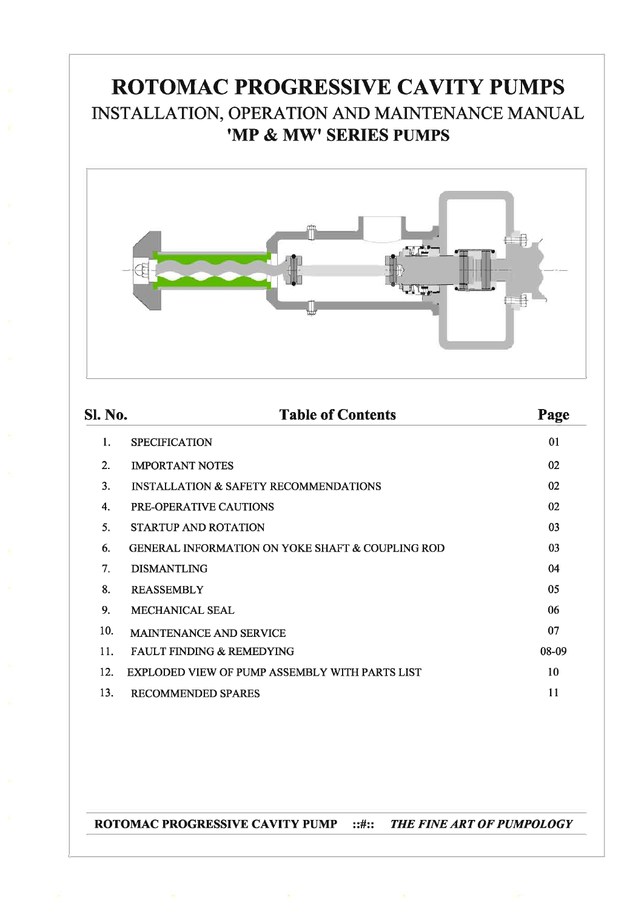# ROTOMAC PROGRESSIVE CAVITY PUMPS

## INSTALLATION, OPERATION AND MAINTENANCE MANUAL

## 'MP & MW' SERIES PUMPS

| Sl. No. | Table of Contents | Page |
|---|---|---|
| 1. | SPECIFICATION | 01 |
| 2. | IMPORTANT NOTES | 02 |
| 3. | INSTALLATION & SAFETY RECOMMENDATIONS | 02 |
| 4. | PRE-OPERATIVE CAUTIONS | 02 |
| 5. | STARTUP AND ROTATION | 03 |
| 6. | GENERAL INFORMATION ON YOKE SHAFT & COUPLING ROD | 03 |
| 7. | DISMANTLING | 04 |
| 8. | REASSEMBLY | 05 |
| 9. | MECHANICAL SEAL | 06 |
| 10. | MAINTENANCE AND SERVICE | 07 |
| 11. | FAULT FINDING & REMEDYING | 08-09 |
| 12. | EXPLODED VIEW OF PUMP ASSEMBLY WITH PARTS LIST | 10 |
| 13. | RECOMMENDED SPARES | 11 |

**ROTOMAC PROGRESSIVE CAVITY PUMP ::#::** ***THE FINE ART OF PUMPOLOGY***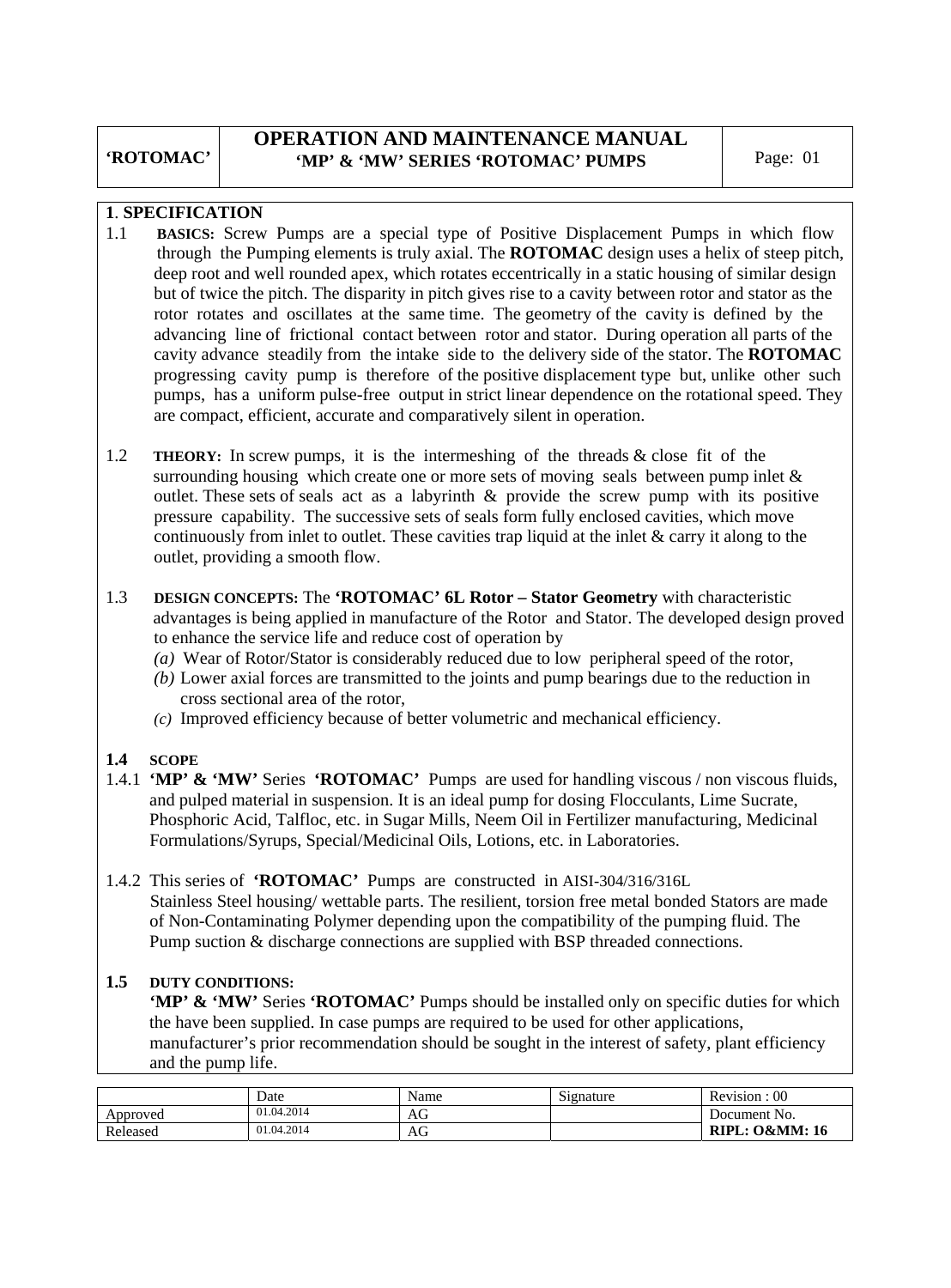## 1. SPECIFICATION

1.1 **BASICS:** Screw Pumps are a special type of Positive Displacement Pumps in which flow through the Pumping elements is truly axial. The **ROTOMAC** design uses a helix of steep pitch, deep root and well rounded apex, which rotates eccentrically in a static housing of similar design but of twice the pitch. The disparity in pitch gives rise to a cavity between rotor and stator as the rotor rotates and oscillates at the same time. The geometry of the cavity is defined by the advancing line of frictional contact between rotor and stator. During operation all parts of the cavity advance steadily from the intake side to the delivery side of the stator. The **ROTOMAC** progressing cavity pump is therefore of the positive displacement type but, unlike other such pumps, has a uniform pulse-free output in strict linear dependence on the rotational speed. They are compact, efficient, accurate and comparatively silent in operation.

1.2 **THEORY:** In screw pumps, it is the intermeshing of the threads & close fit of the surrounding housing which create one or more sets of moving seals between pump inlet & outlet. These sets of seals act as a labyrinth & provide the screw pump with its positive pressure capability. The successive sets of seals form fully enclosed cavities, which move continuously from inlet to outlet. These cavities trap liquid at the inlet & carry it along to the outlet, providing a smooth flow.

1.3 **DESIGN CONCEPTS:** The **'ROTOMAC' 6L Rotor – Stator Geometry** with characteristic advantages is being applied in manufacture of the Rotor and Stator. The developed design proved to enhance the service life and reduce cost of operation by

*(a)* Wear of Rotor/Stator is considerably reduced due to low peripheral speed of the rotor,
*(b)* Lower axial forces are transmitted to the joints and pump bearings due to the reduction in cross sectional area of the rotor,
*(c)* Improved efficiency because of better volumetric and mechanical efficiency.

### 1.4 SCOPE

1.4.1 **'MP' & 'MW'** Series **'ROTOMAC'** Pumps are used for handling viscous / non viscous fluids, and pulped material in suspension. It is an ideal pump for dosing Flocculants, Lime Sucrate, Phosphoric Acid, Talfloc, etc. in Sugar Mills, Neem Oil in Fertilizer manufacturing, Medicinal Formulations/Syrups, Special/Medicinal Oils, Lotions, etc. in Laboratories.

1.4.2 This series of **'ROTOMAC'** Pumps are constructed in AISI-304/316/316L Stainless Steel housing/ wettable parts. The resilient, torsion free metal bonded Stators are made of Non-Contaminating Polymer depending upon the compatibility of the pumping fluid. The Pump suction & discharge connections are supplied with BSP threaded connections.

### 1.5 DUTY CONDITIONS:

**'MP' & 'MW'** Series **'ROTOMAC'** Pumps should be installed only on specific duties for which the have been supplied. In case pumps are required to be used for other applications, manufacturer's prior recommendation should be sought in the interest of safety, plant efficiency and the pump life.

| | Date | Name | Signature | Revision : 00 |
|---|---|---|---|---|
| Approved | 01.04.2014 | AG | | Document No. |
| Released | 01.04.2014 | AG | | **RIPL: O&MM: 16** |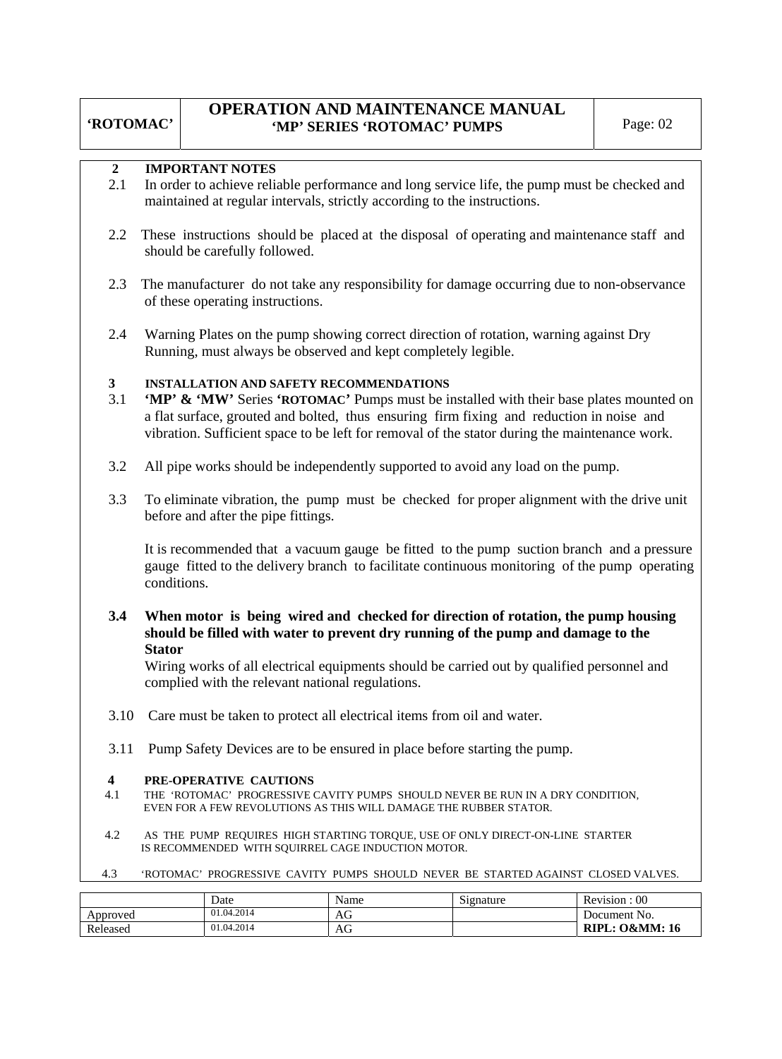## 2 IMPORTANT NOTES

2.1 In order to achieve reliable performance and long service life, the pump must be checked and maintained at regular intervals, strictly according to the instructions.

2.2 These instructions should be placed at the disposal of operating and maintenance staff and should be carefully followed.

2.3 The manufacturer do not take any responsibility for damage occurring due to non-observance of these operating instructions.

2.4 Warning Plates on the pump showing correct direction of rotation, warning against Dry Running, must always be observed and kept completely legible.

## 3 INSTALLATION AND SAFETY RECOMMENDATIONS

3.1 **'MP' & 'MW'** Series **'ROTOMAC'** Pumps must be installed with their base plates mounted on a flat surface, grouted and bolted, thus ensuring firm fixing and reduction in noise and vibration. Sufficient space to be left for removal of the stator during the maintenance work.

3.2 All pipe works should be independently supported to avoid any load on the pump.

3.3 To eliminate vibration, the pump must be checked for proper alignment with the drive unit before and after the pipe fittings.

It is recommended that a vacuum gauge be fitted to the pump suction branch and a pressure gauge fitted to the delivery branch to facilitate continuous monitoring of the pump operating conditions.

**3.4 When motor is being wired and checked for direction of rotation, the pump housing should be filled with water to prevent dry running of the pump and damage to the Stator**

Wiring works of all electrical equipments should be carried out by qualified personnel and complied with the relevant national regulations.

3.10 Care must be taken to protect all electrical items from oil and water.

3.11 Pump Safety Devices are to be ensured in place before starting the pump.

## 4 PRE-OPERATIVE CAUTIONS

4.1 THE 'ROTOMAC' PROGRESSIVE CAVITY PUMPS SHOULD NEVER BE RUN IN A DRY CONDITION, EVEN FOR A FEW REVOLUTIONS AS THIS WILL DAMAGE THE RUBBER STATOR.

4.2 AS THE PUMP REQUIRES HIGH STARTING TORQUE, USE OF ONLY DIRECT-ON-LINE STARTER IS RECOMMENDED WITH SQUIRREL CAGE INDUCTION MOTOR.

4.3 'ROTOMAC' PROGRESSIVE CAVITY PUMPS SHOULD NEVER BE STARTED AGAINST CLOSED VALVES.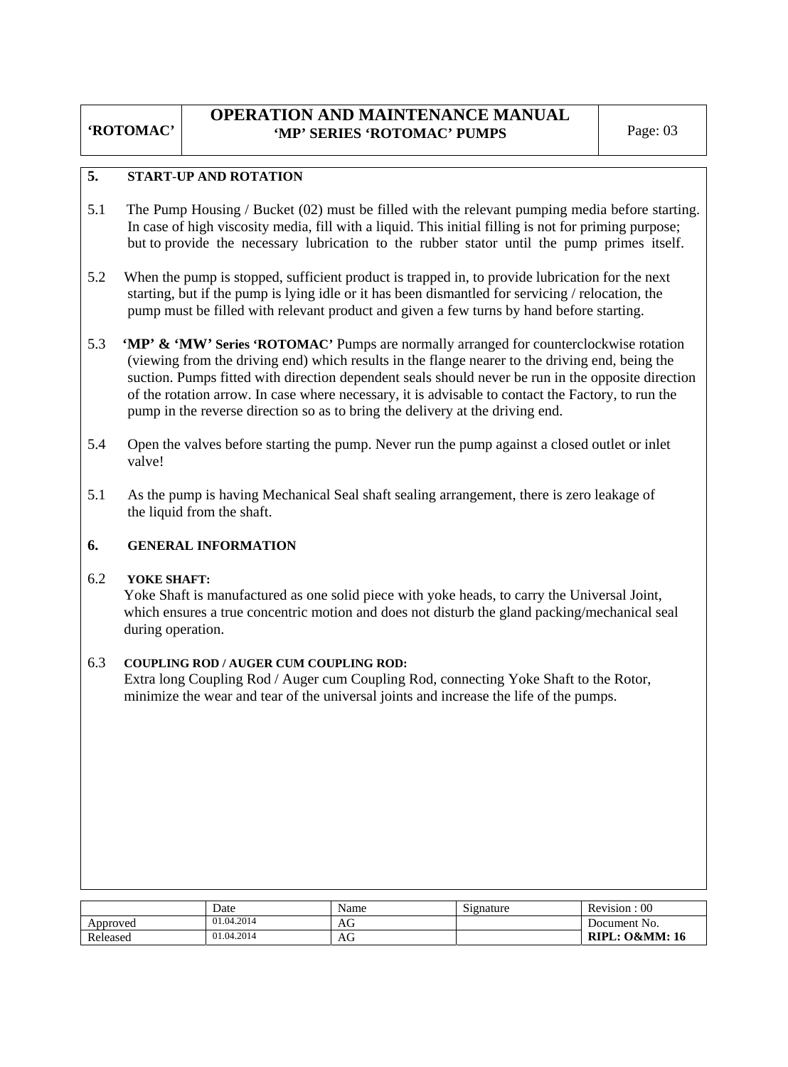## 5. START-UP AND ROTATION

5.1 The Pump Housing / Bucket (02) must be filled with the relevant pumping media before starting. In case of high viscosity media, fill with a liquid. This initial filling is not for priming purpose; but to provide the necessary lubrication to the rubber stator until the pump primes itself.

5.2 When the pump is stopped, sufficient product is trapped in, to provide lubrication for the next starting, but if the pump is lying idle or it has been dismantled for servicing / relocation, the pump must be filled with relevant product and given a few turns by hand before starting.

5.3 **'MP' & 'MW' Series 'ROTOMAC'** Pumps are normally arranged for counterclockwise rotation (viewing from the driving end) which results in the flange nearer to the driving end, being the suction. Pumps fitted with direction dependent seals should never be run in the opposite direction of the rotation arrow. In case where necessary, it is advisable to contact the Factory, to run the pump in the reverse direction so as to bring the delivery at the driving end.

5.4 Open the valves before starting the pump. Never run the pump against a closed outlet or inlet valve!

5.1 As the pump is having Mechanical Seal shaft sealing arrangement, there is zero leakage of the liquid from the shaft.

## 6. GENERAL INFORMATION

### 6.2 YOKE SHAFT:

Yoke Shaft is manufactured as one solid piece with yoke heads, to carry the Universal Joint, which ensures a true concentric motion and does not disturb the gland packing/mechanical seal during operation.

### 6.3 COUPLING ROD / AUGER CUM COUPLING ROD:

Extra long Coupling Rod / Auger cum Coupling Rod, connecting Yoke Shaft to the Rotor, minimize the wear and tear of the universal joints and increase the life of the pumps.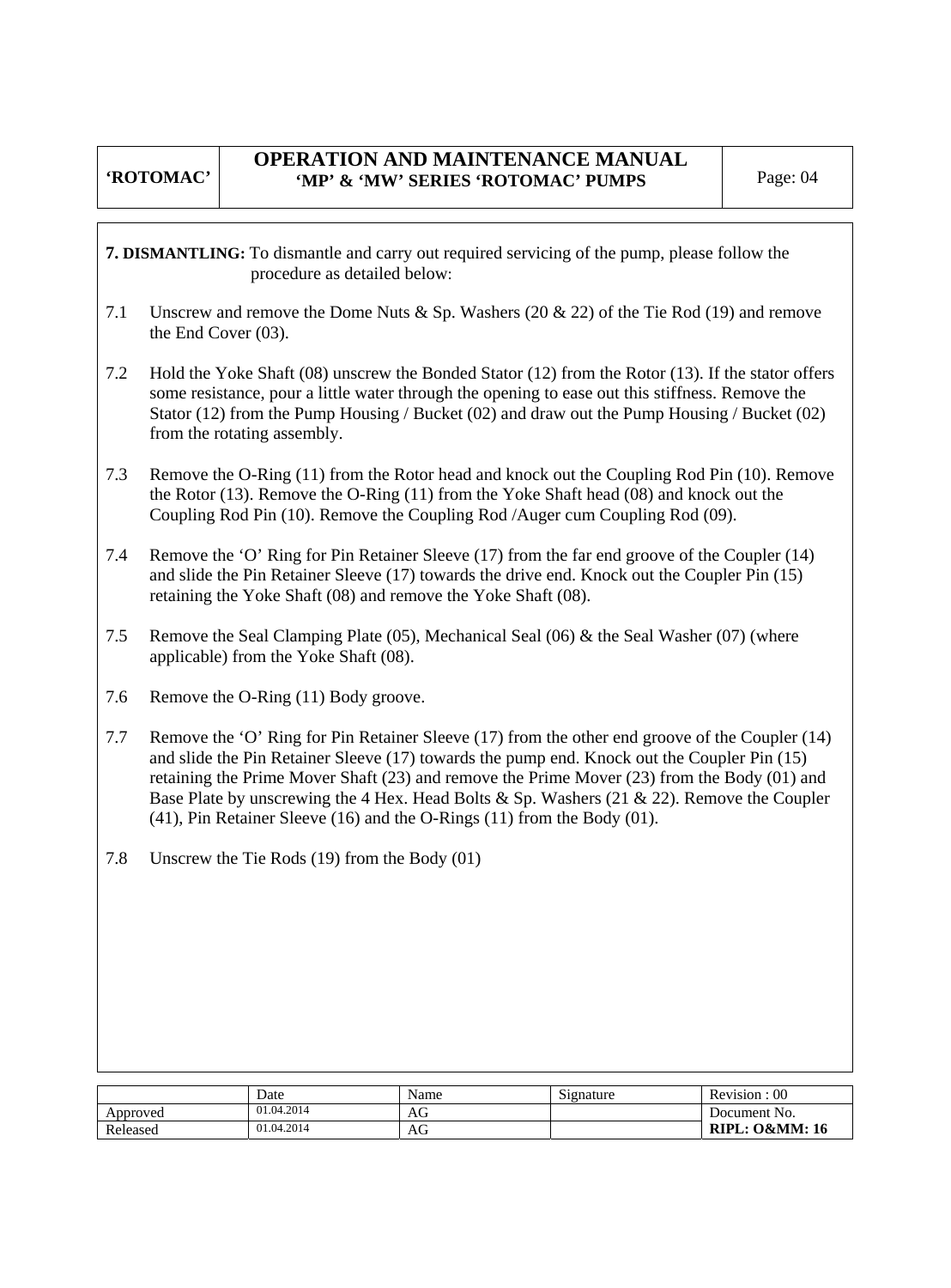**7. DISMANTLING:** To dismantle and carry out required servicing of the pump, please follow the procedure as detailed below:

7.1 Unscrew and remove the Dome Nuts & Sp. Washers (20 & 22) of the Tie Rod (19) and remove the End Cover (03).

7.2 Hold the Yoke Shaft (08) unscrew the Bonded Stator (12) from the Rotor (13). If the stator offers some resistance, pour a little water through the opening to ease out this stiffness. Remove the Stator (12) from the Pump Housing / Bucket (02) and draw out the Pump Housing / Bucket (02) from the rotating assembly.

7.3 Remove the O-Ring (11) from the Rotor head and knock out the Coupling Rod Pin (10). Remove the Rotor (13). Remove the O-Ring (11) from the Yoke Shaft head (08) and knock out the Coupling Rod Pin (10). Remove the Coupling Rod /Auger cum Coupling Rod (09).

7.4 Remove the 'O' Ring for Pin Retainer Sleeve (17) from the far end groove of the Coupler (14) and slide the Pin Retainer Sleeve (17) towards the drive end. Knock out the Coupler Pin (15) retaining the Yoke Shaft (08) and remove the Yoke Shaft (08).

7.5 Remove the Seal Clamping Plate (05), Mechanical Seal (06) & the Seal Washer (07) (where applicable) from the Yoke Shaft (08).

7.6 Remove the O-Ring (11) Body groove.

7.7 Remove the 'O' Ring for Pin Retainer Sleeve (17) from the other end groove of the Coupler (14) and slide the Pin Retainer Sleeve (17) towards the pump end. Knock out the Coupler Pin (15) retaining the Prime Mover Shaft (23) and remove the Prime Mover (23) from the Body (01) and Base Plate by unscrewing the 4 Hex. Head Bolts & Sp. Washers (21 & 22). Remove the Coupler (41), Pin Retainer Sleeve (16) and the O-Rings (11) from the Body (01).

7.8 Unscrew the Tie Rods (19) from the Body (01)

| | Date | Name | Signature | Revision : 00 |
|---|---|---|---|---|
| Approved | 01.04.2014 | AG | | Document No. |
| Released | 01.04.2014 | AG | | **RIPL: O&MM: 16** |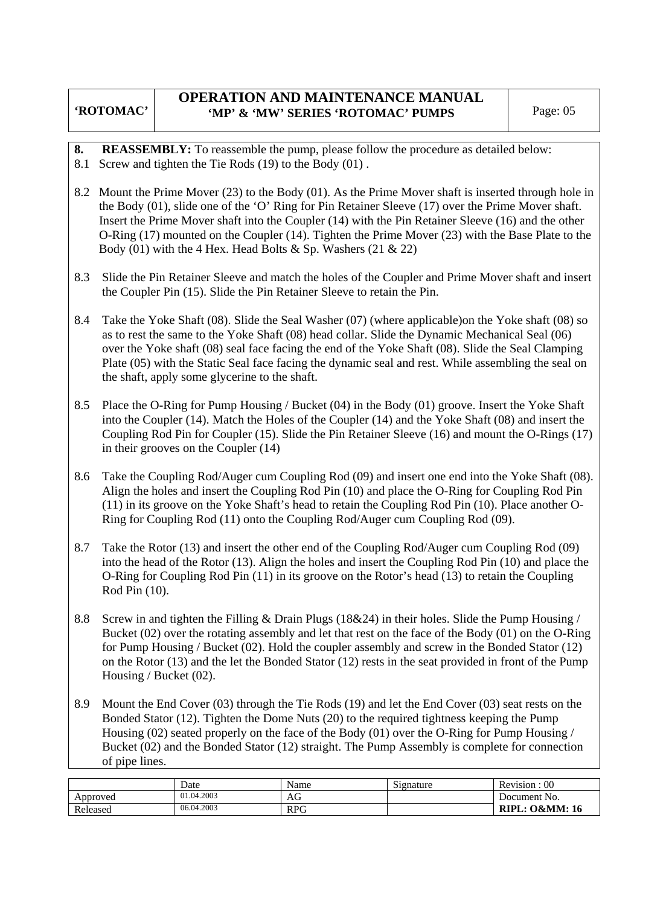**8. REASSEMBLY:** To reassemble the pump, please follow the procedure as detailed below:

8.1 Screw and tighten the Tie Rods (19) to the Body (01) .

8.2 Mount the Prime Mover (23) to the Body (01). As the Prime Mover shaft is inserted through hole in the Body (01), slide one of the 'O' Ring for Pin Retainer Sleeve (17) over the Prime Mover shaft. Insert the Prime Mover shaft into the Coupler (14) with the Pin Retainer Sleeve (16) and the other O-Ring (17) mounted on the Coupler (14). Tighten the Prime Mover (23) with the Base Plate to the Body (01) with the 4 Hex. Head Bolts & Sp. Washers (21 & 22)

8.3 Slide the Pin Retainer Sleeve and match the holes of the Coupler and Prime Mover shaft and insert the Coupler Pin (15). Slide the Pin Retainer Sleeve to retain the Pin.

8.4 Take the Yoke Shaft (08). Slide the Seal Washer (07) (where applicable)on the Yoke shaft (08) so as to rest the same to the Yoke Shaft (08) head collar. Slide the Dynamic Mechanical Seal (06) over the Yoke shaft (08) seal face facing the end of the Yoke Shaft (08). Slide the Seal Clamping Plate (05) with the Static Seal face facing the dynamic seal and rest. While assembling the seal on the shaft, apply some glycerine to the shaft.

8.5 Place the O-Ring for Pump Housing / Bucket (04) in the Body (01) groove. Insert the Yoke Shaft into the Coupler (14). Match the Holes of the Coupler (14) and the Yoke Shaft (08) and insert the Coupling Rod Pin for Coupler (15). Slide the Pin Retainer Sleeve (16) and mount the O-Rings (17) in their grooves on the Coupler (14)

8.6 Take the Coupling Rod/Auger cum Coupling Rod (09) and insert one end into the Yoke Shaft (08). Align the holes and insert the Coupling Rod Pin (10) and place the O-Ring for Coupling Rod Pin (11) in its groove on the Yoke Shaft's head to retain the Coupling Rod Pin (10). Place another O-Ring for Coupling Rod (11) onto the Coupling Rod/Auger cum Coupling Rod (09).

8.7 Take the Rotor (13) and insert the other end of the Coupling Rod/Auger cum Coupling Rod (09) into the head of the Rotor (13). Align the holes and insert the Coupling Rod Pin (10) and place the O-Ring for Coupling Rod Pin (11) in its groove on the Rotor's head (13) to retain the Coupling Rod Pin (10).

8.8 Screw in and tighten the Filling & Drain Plugs (18&24) in their holes. Slide the Pump Housing / Bucket (02) over the rotating assembly and let that rest on the face of the Body (01) on the O-Ring for Pump Housing / Bucket (02). Hold the coupler assembly and screw in the Bonded Stator (12) on the Rotor (13) and the let the Bonded Stator (12) rests in the seat provided in front of the Pump Housing / Bucket (02).

8.9 Mount the End Cover (03) through the Tie Rods (19) and let the End Cover (03) seat rests on the Bonded Stator (12). Tighten the Dome Nuts (20) to the required tightness keeping the Pump Housing (02) seated properly on the face of the Body (01) over the O-Ring for Pump Housing / Bucket (02) and the Bonded Stator (12) straight. The Pump Assembly is complete for connection of pipe lines.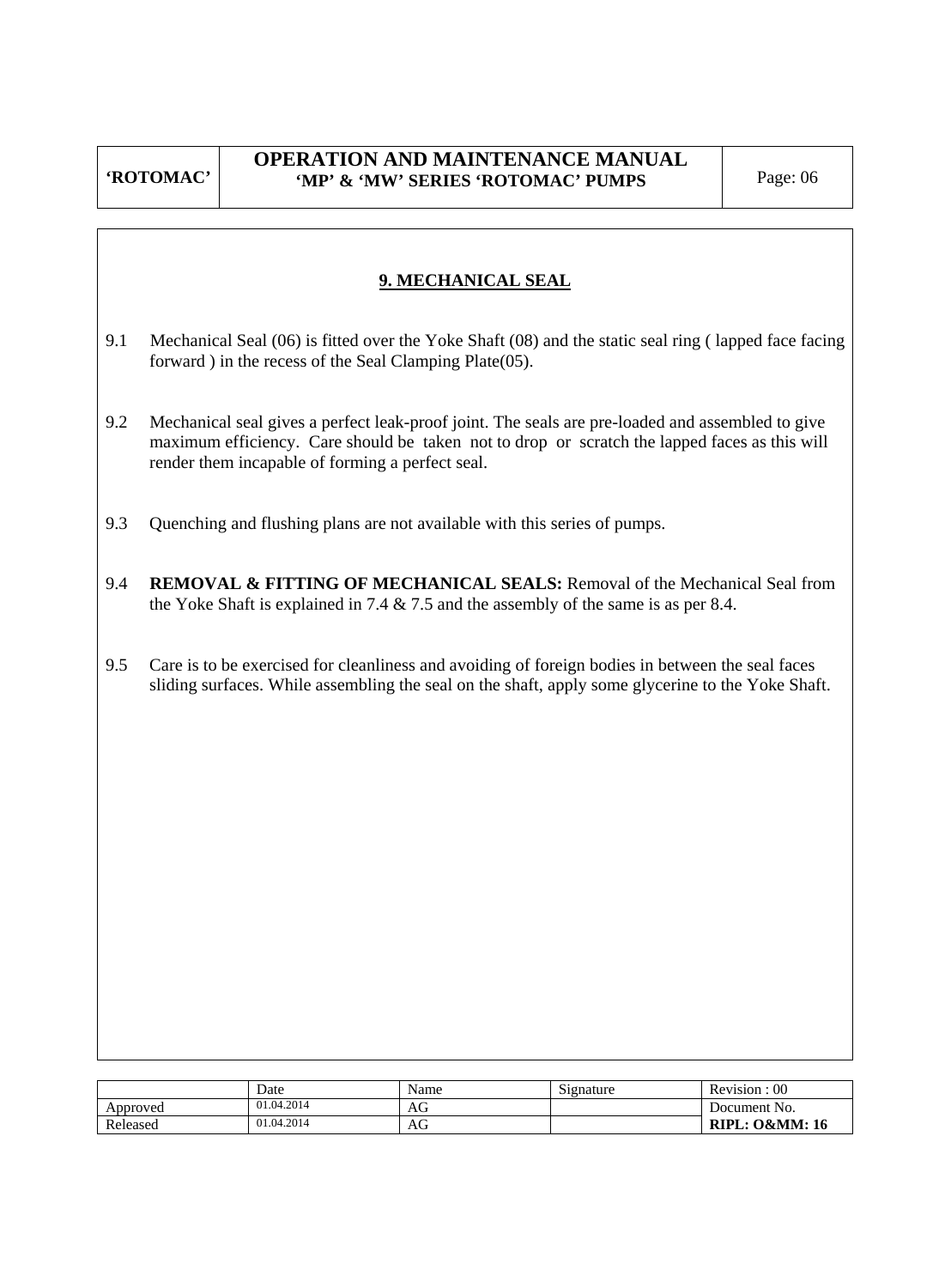## 9. MECHANICAL SEAL

9.1 Mechanical Seal (06) is fitted over the Yoke Shaft (08) and the static seal ring ( lapped face facing forward ) in the recess of the Seal Clamping Plate(05).

9.2 Mechanical seal gives a perfect leak-proof joint. The seals are pre-loaded and assembled to give maximum efficiency. Care should be taken not to drop or scratch the lapped faces as this will render them incapable of forming a perfect seal.

9.3 Quenching and flushing plans are not available with this series of pumps.

9.4 **REMOVAL & FITTING OF MECHANICAL SEALS:** Removal of the Mechanical Seal from the Yoke Shaft is explained in 7.4 & 7.5 and the assembly of the same is as per 8.4.

9.5 Care is to be exercised for cleanliness and avoiding of foreign bodies in between the seal faces sliding surfaces. While assembling the seal on the shaft, apply some glycerine to the Yoke Shaft.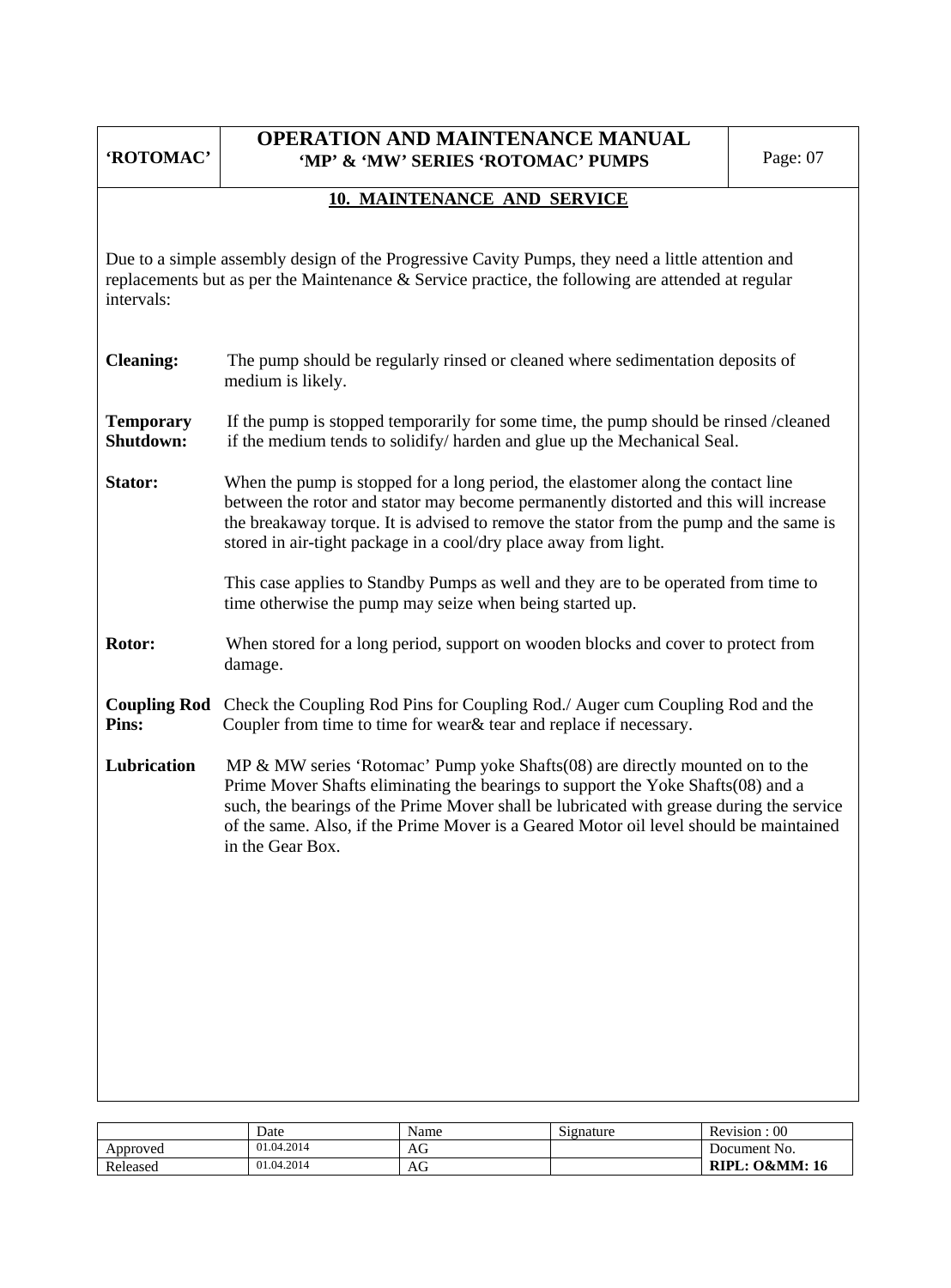## 10. MAINTENANCE AND SERVICE

Due to a simple assembly design of the Progressive Cavity Pumps, they need a little attention and replacements but as per the Maintenance & Service practice, the following are attended at regular intervals:

**Cleaning:** The pump should be regularly rinsed or cleaned where sedimentation deposits of medium is likely.

**Temporary Shutdown:** If the pump is stopped temporarily for some time, the pump should be rinsed /cleaned if the medium tends to solidify/ harden and glue up the Mechanical Seal.

**Stator:** When the pump is stopped for a long period, the elastomer along the contact line between the rotor and stator may become permanently distorted and this will increase the breakaway torque. It is advised to remove the stator from the pump and the same is stored in air-tight package in a cool/dry place away from light.

This case applies to Standby Pumps as well and they are to be operated from time to time otherwise the pump may seize when being started up.

**Rotor:** When stored for a long period, support on wooden blocks and cover to protect from damage.

**Coupling Rod Pins:** Check the Coupling Rod Pins for Coupling Rod./ Auger cum Coupling Rod and the Coupler from time to time for wear& tear and replace if necessary.

**Lubrication** MP & MW series 'Rotomac' Pump yoke Shafts(08) are directly mounted on to the Prime Mover Shafts eliminating the bearings to support the Yoke Shafts(08) and a such, the bearings of the Prime Mover shall be lubricated with grease during the service of the same. Also, if the Prime Mover is a Geared Motor oil level should be maintained in the Gear Box.

| | Date | Name | Signature | Revision : 00 |
|---|---|---|---|---|
| Approved | 01.04.2014 | AG | | Document No. |
| Released | 01.04.2014 | AG | | **RIPL: O&MM: 16** |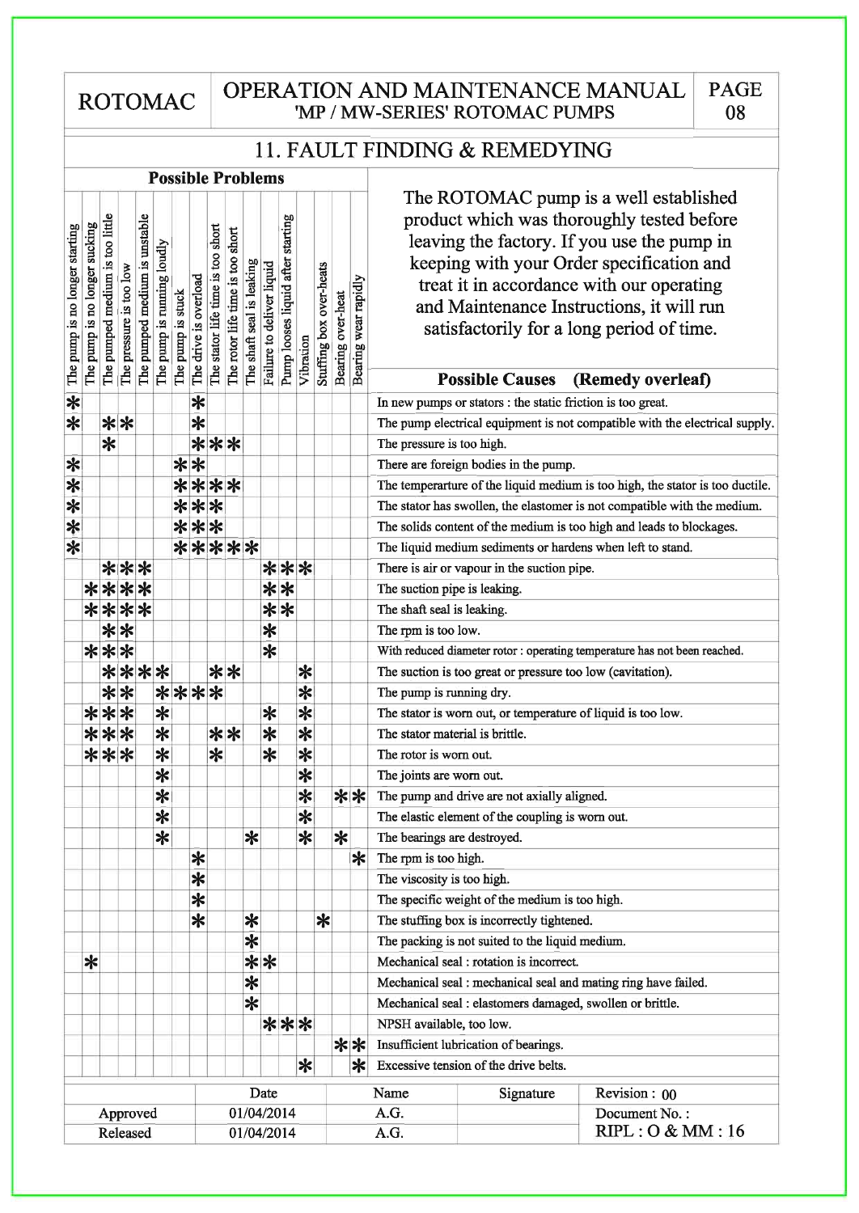# ROTOMAC — OPERATION AND MAINTENANCE MANUAL

## 'MP / MW-SERIES' ROTOMAC PUMPS

## 11. FAULT FINDING & REMEDYING

The ROTOMAC pump is a well established product which was thoroughly tested before leaving the factory. If you use the pump in keeping with your Order specification and treat it in accordance with our operating and Maintenance Instructions, it will run satisfactorily for a long period of time.

| Possible Problems | | | | | | | | | | | | | | | | | |
|---|---|---|---|---|---|---|---|---|---|---|---|---|---|---|---|---|---|
| The pump is no longer starting | The pump is no longer sucking | The pumped medium is too little | The pressure is too low | The pumped medium is unstable | The pump is running loudly | The pump is stuck | The drive is overload | The stator life time is too short | The rotor life time is too short | The shaft seal is leaking | Failure to deliver liquid | Pump looses liquid after starting | Vibration | Stuffing box over-heats | Bearing over-heat | Bearing wear rapidly | **Possible Causes (Remedy overleaf)** |
| * | | | | | | | * | | | | | | | | | | In new pumps or stators : the static friction is too great. |
| * | | * | * | | | | * | | | | | | | | | | The pump electrical equipment is not compatible with the electrical supply. |
| | | * | | | | | * | * | * | | | | | | | | The pressure is too high. |
| * | | | | | | * | * | | | | | | | | | | There are foreign bodies in the pump. |
| * | | | | | | * | * | * | * | | | | | | | | The temperarture of the liquid medium is too high, the stator is too ductile. |
| * | | | | | | * | * | * | | | | | | | | | The stator has swollen, the elastomer is not compatible with the medium. |
| * | | | | | | * | * | * | | | | | | | | | The solids content of the medium is too high and leads to blockages. |
| * | | | | | | * | * | * | * | * | | | | | | | The liquid medium sediments or hardens when left to stand. |
| | | * | * | * | | | | | | | * | * | * | | | | There is air or vapour in the suction pipe. |
| | * | * | * | * | | | | | | | * | * | | | | | The suction pipe is leaking. |
| | * | * | * | * | | | | | | | * | * | | | | | The shaft seal is leaking. |
| | | * | * | | | | | | | | * | | | | | | The rpm is too low. |
| | * | * | * | | | | | | | | * | | | | | | With reduced diameter rotor : operating temperature has not been reached. |
| | | * | * | * | * | | | * | * | | | | * | | | | The suction is too great or pressure too low (cavitation). |
| | | * | * | | * | * | * | * | | | | | * | | | | The pump is running dry. |
| | * | * | * | | * | | | | | | * | | * | | | | The stator is worn out, or temperature of liquid is too low. |
| | * | * | * | | * | | | * | * | | * | | * | | | | The stator material is brittle. |
| | * | * | * | | * | | | * | | | * | | * | | | | The rotor is worn out. |
| | | | | | * | | | | | | | | * | | | | The joints are worn out. |
| | | | | | * | | | | | | | | * | | * | * | The pump and drive are not axially aligned. |
| | | | | | * | | | | | | | | * | | | | The elastic element of the coupling is worn out. |
| | | | | | * | | | | | * | | | * | | * | | The bearings are destroyed. |
| | | | | | | | * | | | | | | | | | * | The rpm is too high. |
| | | | | | | | * | | | | | | | | | | The viscosity is too high. |
| | | | | | | | * | | | | | | | | | | The specific weight of the medium is too high. |
| | | | | | | | * | | | * | | | | * | | | The stuffing box is incorrectly tightened. |
| | | | | | | | | | | * | | | | | | | The packing is not suited to the liquid medium. |
| | * | | | | | | | | | * | * | | | | | | Mechanical seal : rotation is incorrect. |
| | | | | | | | | | | * | | | | | | | Mechanical seal : mechanical seal and mating ring have failed. |
| | | | | | | | | | | * | | | | | | | Mechanical seal : elastomers damaged, swollen or brittle. |
| | | | | | | | | | | | * | * | * | | | | NPSH available, too low. |
| | | | | | | | | | | | | | | | * | * | Insufficient lubrication of bearings. |
| | | | | | | | | | | | | | * | | | * | Excessive tension of the drive belts. |

| | Date | Name | Signature | Revision : 00 |
|---|---|---|---|---|
| Approved | 01/04/2014 | A.G. | | Document No. : |
| Released | 01/04/2014 | A.G. | | RIPL : O & MM : 16 |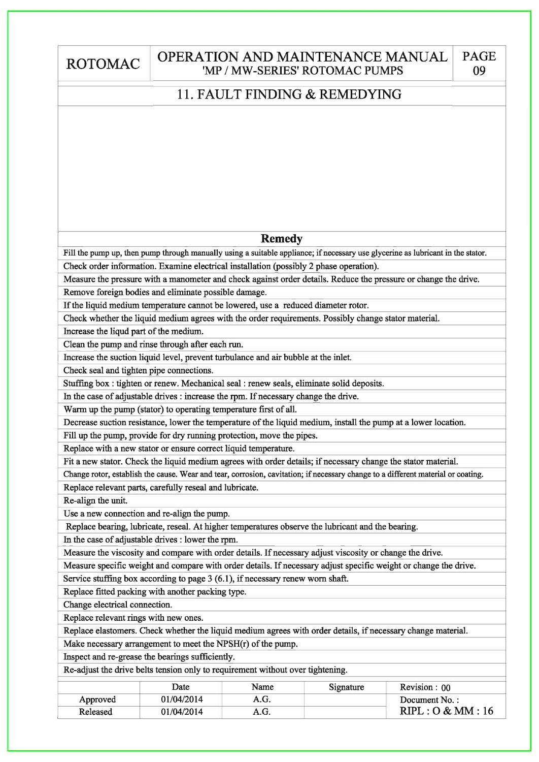## 11. FAULT FINDING & REMEDYING

| Remedy |
|---|
| Fill the pump up, then pump through manually using a suitable appliance; if necessary use glycerine as lubricant in the stator. |
| Check order information. Examine electrical installation (possibly 2 phase operation). |
| Measure the pressure with a manometer and check against order details. Reduce the pressure or change the drive. |
| Remove foreign bodies and eliminate possible damage. |
| If the liquid medium temperature cannot be lowered, use a reduced diameter rotor. |
| Check whether the liquid medium agrees with the order requirements. Possibly change stator material. |
| Increase the liqud part of the medium. |
| Clean the pump and rinse through after each run. |
| Increase the suction liquid level, prevent turbulance and air bubble at the inlet. |
| Check seal and tighten pipe connections. |
| Stuffing box : tighten or renew. Mechanical seal : renew seals, eliminate solid deposits. |
| In the case of adjustable drives : increase the rpm. If necessary change the drive. |
| Warm up the pump (stator) to operating temperature first of all. |
| Decrease suction resistance, lower the temperature of the liquid medium, install the pump at a lower location. |
| Fill up the pump, provide for dry running protection, move the pipes. |
| Replace with a new stator or ensure correct liquid temperature. |
| Fit a new stator. Check the liquid medium agrees with order details; if necessary change the stator material. |
| Change rotor, establish the cause. Wear and tear, corrosion, cavitation; if necessary change to a different material or coating. |
| Replace relevant parts, carefully reseal and lubricate. |
| Re-align the unit. |
| Use a new connection and re-align the pump. |
| Replace bearing, lubricate, reseal. At higher temperatures observe the lubricant and the bearing. |
| In the case of adjustable drives : lower the rpm. |
| Measure the viscosity and compare with order details. If necessary adjust viscosity or change the drive. |
| Measure specific weight and compare with order details. If necessary adjust specific weight or change the drive. |
| Service stuffing box according to page 3 (6.1), if necessary renew worn shaft. |
| Replace fitted packing with another packing type. |
| Change electrical connection. |
| Replace relevant rings with new ones. |
| Replace elastomers. Check whether the liquid medium agrees with order details, if necessary change material. |
| Make necessary arrangement to meet the NPSH(r) of the pump. |
| Inspect and re-grease the bearings sufficiently. |
| Re-adjust the drive belts tension only to requirement without over tightening. |

| | Date | Name | Signature | Revision : 00 |
|---|---|---|---|---|
| Approved | 01/04/2014 | A.G. | | Document No. : |
| Released | 01/04/2014 | A.G. | | RIPL : O & MM : 16 |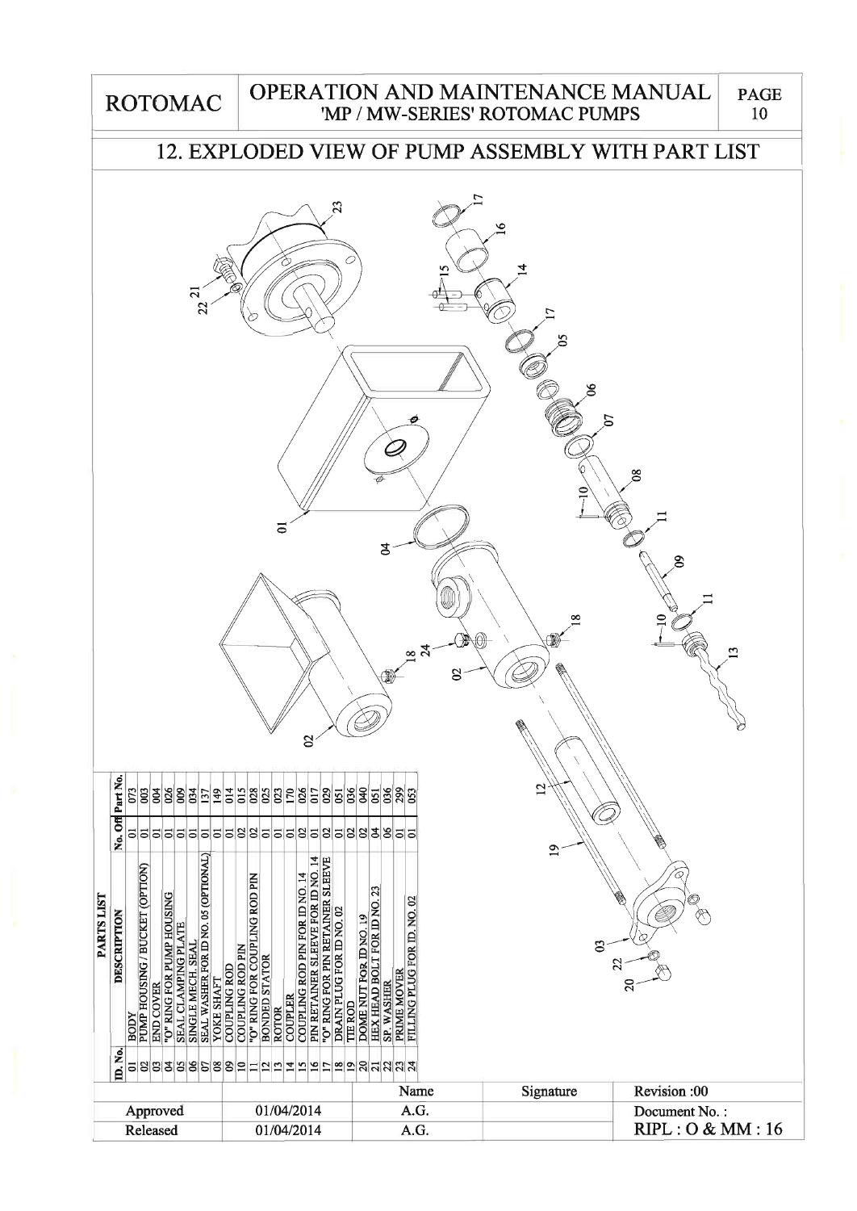## 12. EXPLODED VIEW OF PUMP ASSEMBLY WITH PART LIST

**PARTS LIST**

| ID. No. | DESCRIPTION | No. Off | Part No. |
|---|---|---|---|
| 01 | BODY | 01 | 073 |
| 02 | PUMP HOUSING / BUCKET (OPTION) | 01 | 003 |
| 03 | END COVER | 01 | 004 |
| 04 | "O" RING FOR PUMP HOUSING | 01 | 026 |
| 05 | SEAL CLAMPING PLATE | 01 | 009 |
| 06 | SINGLE MECH. SEAL | 01 | 034 |
| 07 | SEAL WASHER FOR ID NO. 05 (OPTIONAL) | 01 | 137 |
| 08 | YOKE SHAFT | 01 | 149 |
| 09 | COUPLING ROD | 01 | 014 |
| 10 | COUPLING ROD PIN | 02 | 015 |
| 11 | "O" RING FOR COUPLING ROD PIN | 02 | 028 |
| 12 | BONDED STATOR | 01 | 025 |
| 13 | ROTOR | 01 | 023 |
| 14 | COUPLER | 01 | 170 |
| 15 | COUPLING ROD PIN FOR ID NO.14 | 02 | 026 |
| 16 | PIN RETAINER SLEEVE FOR ID NO.14 | 01 | 017 |
| 17 | "O" RING FOR PIN RETAINER SLEEVE | 02 | 029 |
| 18 | DRAIN PLUG FOR ID NO. 02 | 01 | 051 |
| 19 | TIE ROD | 02 | 036 |
| 20 | DOME NUT FOR ID NO. 19 | 02 | 040 |
| 21 | HEX HEAD BOLT FOR ID NO. 23 | 04 | 051 |
| 22 | SP. WASHER | 06 | 036 |
| 23 | PRIME MOVER | 01 | 299 |
| 24 | FILLING PLUG FOR ID. NO. 02 | 01 | 053 |

| | | Name | Signature | Revision :00 |
|---|---|---|---|---|
| Approved | 01/04/2014 | A.G. | | Document No. : |
| Released | 01/04/2014 | A.G. | | RIPL : O & MM : 16 |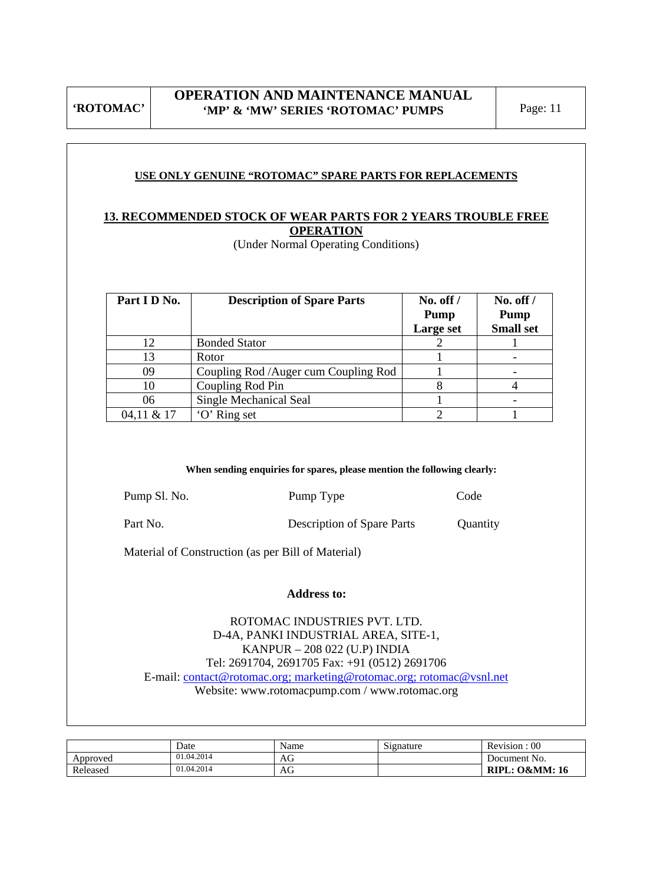**USE ONLY GENUINE "ROTOMAC" SPARE PARTS FOR REPLACEMENTS**

## 13. RECOMMENDED STOCK OF WEAR PARTS FOR 2 YEARS TROUBLE FREE OPERATION

(Under Normal Operating Conditions)

| Part I D No. | Description of Spare Parts | No. off / Pump Large set | No. off / Pump Small set |
|---|---|---|---|
| 12 | Bonded Stator | 2 | 1 |
| 13 | Rotor | 1 | - |
| 09 | Coupling Rod /Auger cum Coupling Rod | 1 | - |
| 10 | Coupling Rod Pin | 8 | 4 |
| 06 | Single Mechanical Seal | 1 | - |
| 04,11 & 17 | 'O' Ring set | 2 | 1 |

**When sending enquiries for spares, please mention the following clearly:**

Pump Sl. No. | Pump Type | Code

Part No. | Description of Spare Parts | Quantity

Material of Construction (as per Bill of Material)

**Address to:**

ROTOMAC INDUSTRIES PVT. LTD.
D-4A, PANKI INDUSTRIAL AREA, SITE-1,
KANPUR – 208 022 (U.P) INDIA
Tel: 2691704, 2691705 Fax: +91 (0512) 2691706
E-mail: contact@rotomac.org; marketing@rotomac.org; rotomac@vsnl.net
Website: www.rotomacpump.com / www.rotomac.org